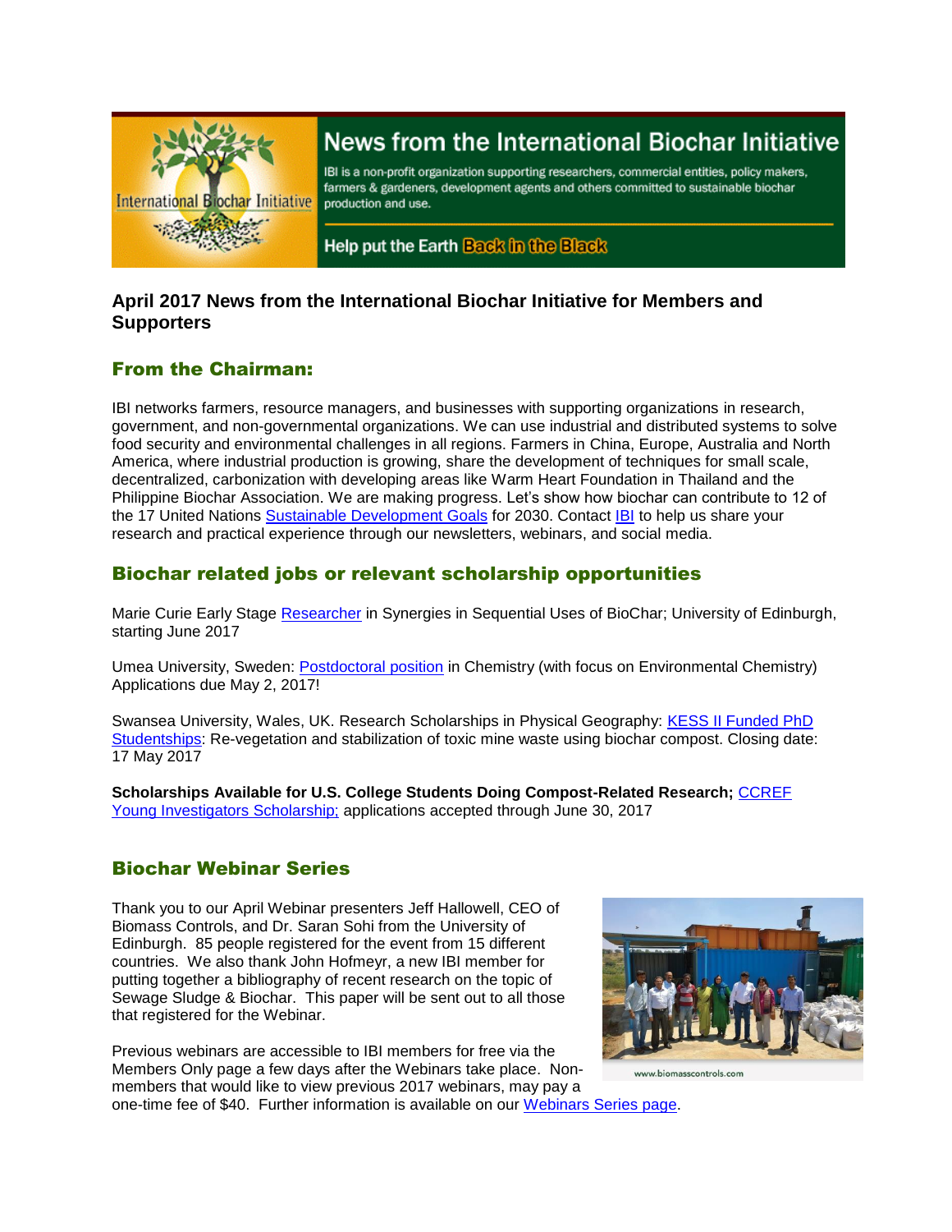# News from the International Biochar Initiative

IBI is a non-profit organization supporting researchers, commercial entities, policy makers, farmers & gardeners, development agents and others committed to sustainable biochar production and use.

Help put the Earth Back in the Black

## April 2017 News from the International Biochar Initiative for Members and Supporters

## From the Chairman:

IBI networks farmers, resource managers, and businesses with supporting organizations in research, government, and non-governmental organizations. We can use industrial and distributed systems to solve food security and environmental challenges in all regions. Farmers in China, Europe, Australia and North America, where industrial production is growing, share the development of techniques for small scale, decentralized, carbonization with developing areas like Warm Heart Foundation in Thailand and the Philippine Biochar Association. We are making progress. Let's show how biochar can contribute to 12 of the 17 United Nations Sustainable Development Goals for 2030. Contact IBI to help us share your research and practical experience through our newsletters, webinars, and social media.

## Biochar related jobs or relevant scholarship opportunities

Marie Curie Early Stage Researcher in Synergies in Sequential Uses of BioChar; University of Edinburgh, starting June 2017

Umea University, Sweden: Postdoctoral position in Chemistry (with focus on Environmental Chemistry) Applications due May 2, 2017!

Swansea University, Wales, UK. Research Scholarships in Physical Geography: KESS II Funded PhD Studentships: Re-vegetation and stabilization of toxic mine waste using biochar compost. Closing date: 17 May 2017

**Scholarships Available for U.S. College Students Doing Compost-Related Research;** CCREF Young Investigators Scholarship; applications accepted through June 30, 2017

## Biochar Webinar Series

Thank you to our April Webinar presenters Jeff Hallowell, CEO of Biomass Controls, and Dr. Saran Sohi from the University of Edinburgh. 85 people registered for the event from 15 different countries. We also thank John Hofmeyr, a new IBI member for putting together a bibliography of recent research on the topic of Sewage Sludge & Biochar. This paper will be sent out to all those that registered for the Webinar.

www.biomasscontrols.com

Previous webinars are accessible to IBI members for free via the Members Only page a few days after the Webinars take place. Non-members that would like to view previous 2017 webinars, may pay a one-time fee of $40. Further information is available on our Webinars Series page.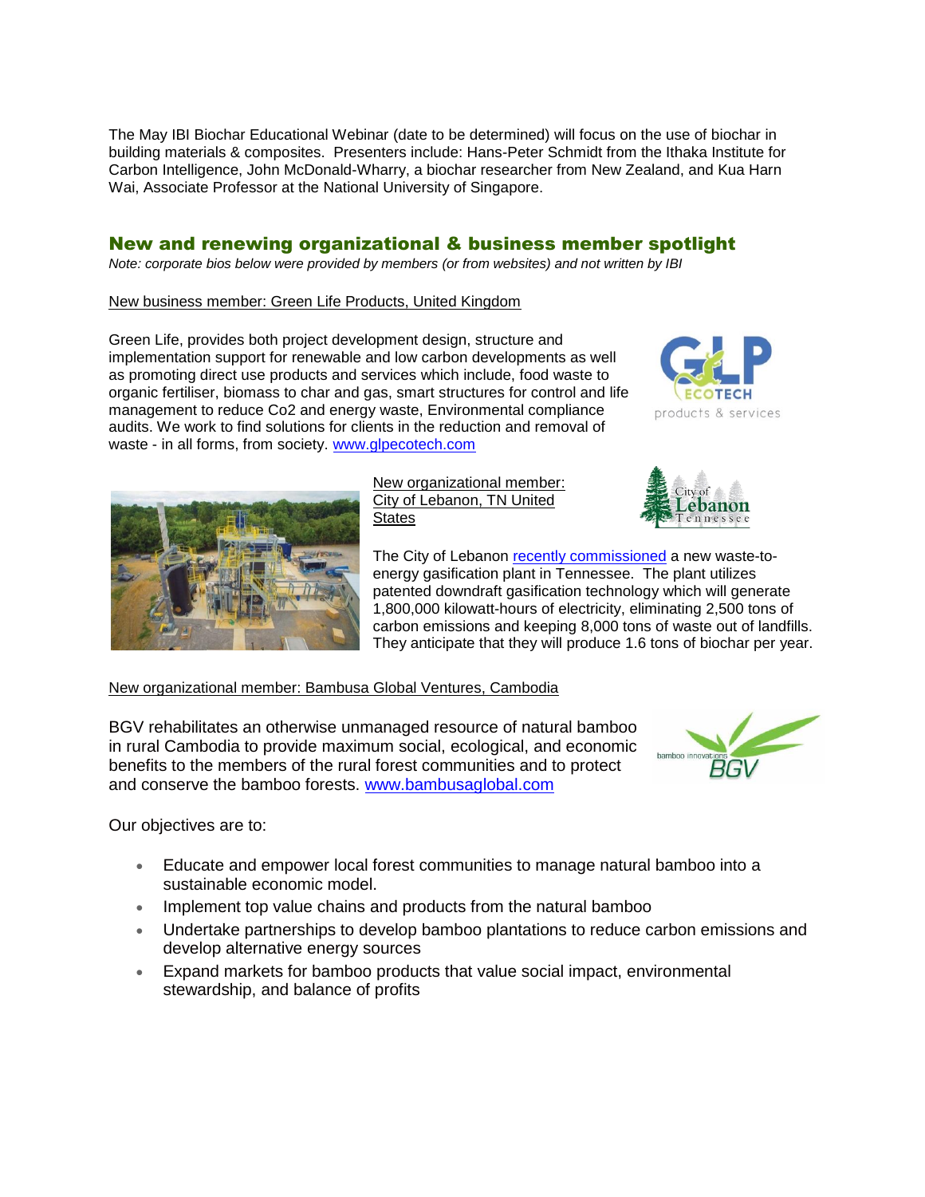The May IBI Biochar Educational Webinar (date to be determined) will focus on the use of biochar in building materials & composites. Presenters include: Hans-Peter Schmidt from the Ithaka Institute for Carbon Intelligence, John McDonald-Wharry, a biochar researcher from New Zealand, and Kua Harn Wai, Associate Professor at the National University of Singapore.

## New and renewing organizational & business member spotlight

*Note: corporate bios below were provided by members (or from websites) and not written by IBI*

New business member: Green Life Products, United Kingdom

Green Life, provides both project development design, structure and implementation support for renewable and low carbon developments as well as promoting direct use products and services which include, food waste to organic fertiliser, biomass to char and gas, smart structures for control and life management to reduce Co2 and energy waste, Environmental compliance audits. We work to find solutions for clients in the reduction and removal of waste - in all forms, from society. www.glpecotech.com

New organizational member: City of Lebanon, TN United States

The City of Lebanon recently commissioned a new waste-to-energy gasification plant in Tennessee. The plant utilizes patented downdraft gasification technology which will generate 1,800,000 kilowatt-hours of electricity, eliminating 2,500 tons of carbon emissions and keeping 8,000 tons of waste out of landfills. They anticipate that they will produce 1.6 tons of biochar per year.

New organizational member: Bambusa Global Ventures, Cambodia

BGV rehabilitates an otherwise unmanaged resource of natural bamboo in rural Cambodia to provide maximum social, ecological, and economic benefits to the members of the rural forest communities and to protect and conserve the bamboo forests. www.bambusaglobal.com

Our objectives are to:

- Educate and empower local forest communities to manage natural bamboo into a sustainable economic model.
- Implement top value chains and products from the natural bamboo
- Undertake partnerships to develop bamboo plantations to reduce carbon emissions and develop alternative energy sources
- Expand markets for bamboo products that value social impact, environmental stewardship, and balance of profits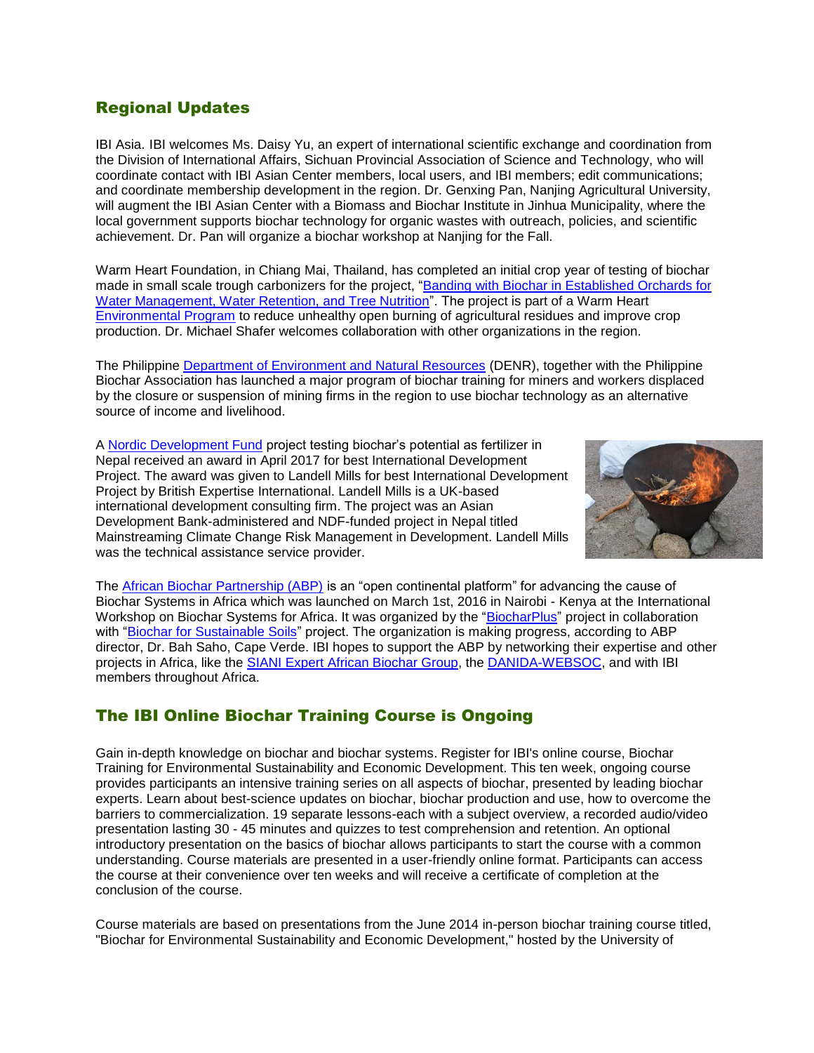## Regional Updates

IBI Asia. IBI welcomes Ms. Daisy Yu, an expert of international scientific exchange and coordination from the Division of International Affairs, Sichuan Provincial Association of Science and Technology, who will coordinate contact with IBI Asian Center members, local users, and IBI members; edit communications; and coordinate membership development in the region. Dr. Genxing Pan, Nanjing Agricultural University, will augment the IBI Asian Center with a Biomass and Biochar Institute in Jinhua Municipality, where the local government supports biochar technology for organic wastes with outreach, policies, and scientific achievement. Dr. Pan will organize a biochar workshop at Nanjing for the Fall.

Warm Heart Foundation, in Chiang Mai, Thailand, has completed an initial crop year of testing of biochar made in small scale trough carbonizers for the project, "Banding with Biochar in Established Orchards for Water Management, Water Retention, and Tree Nutrition". The project is part of a Warm Heart Environmental Program to reduce unhealthy open burning of agricultural residues and improve crop production. Dr. Michael Shafer welcomes collaboration with other organizations in the region.

The Philippine Department of Environment and Natural Resources (DENR), together with the Philippine Biochar Association has launched a major program of biochar training for miners and workers displaced by the closure or suspension of mining firms in the region to use biochar technology as an alternative source of income and livelihood.

A Nordic Development Fund project testing biochar's potential as fertilizer in Nepal received an award in April 2017 for best International Development Project. The award was given to Landell Mills for best International Development Project by British Expertise International. Landell Mills is a UK-based international development consulting firm. The project was an Asian Development Bank-administered and NDF-funded project in Nepal titled Mainstreaming Climate Change Risk Management in Development. Landell Mills was the technical assistance service provider.

The African Biochar Partnership (ABP) is an "open continental platform" for advancing the cause of Biochar Systems in Africa which was launched on March 1st, 2016 in Nairobi - Kenya at the International Workshop on Biochar Systems for Africa. It was organized by the "BiocharPlus" project in collaboration with "Biochar for Sustainable Soils" project. The organization is making progress, according to ABP director, Dr. Bah Saho, Cape Verde. IBI hopes to support the ABP by networking their expertise and other projects in Africa, like the SIANI Expert African Biochar Group, the DANIDA-WEBSOC, and with IBI members throughout Africa.

## The IBI Online Biochar Training Course is Ongoing

Gain in-depth knowledge on biochar and biochar systems. Register for IBI's online course, Biochar Training for Environmental Sustainability and Economic Development. This ten week, ongoing course provides participants an intensive training series on all aspects of biochar, presented by leading biochar experts. Learn about best-science updates on biochar, biochar production and use, how to overcome the barriers to commercialization. 19 separate lessons-each with a subject overview, a recorded audio/video presentation lasting 30 - 45 minutes and quizzes to test comprehension and retention. An optional introductory presentation on the basics of biochar allows participants to start the course with a common understanding. Course materials are presented in a user-friendly online format. Participants can access the course at their convenience over ten weeks and will receive a certificate of completion at the conclusion of the course.

Course materials are based on presentations from the June 2014 in-person biochar training course titled, "Biochar for Environmental Sustainability and Economic Development," hosted by the University of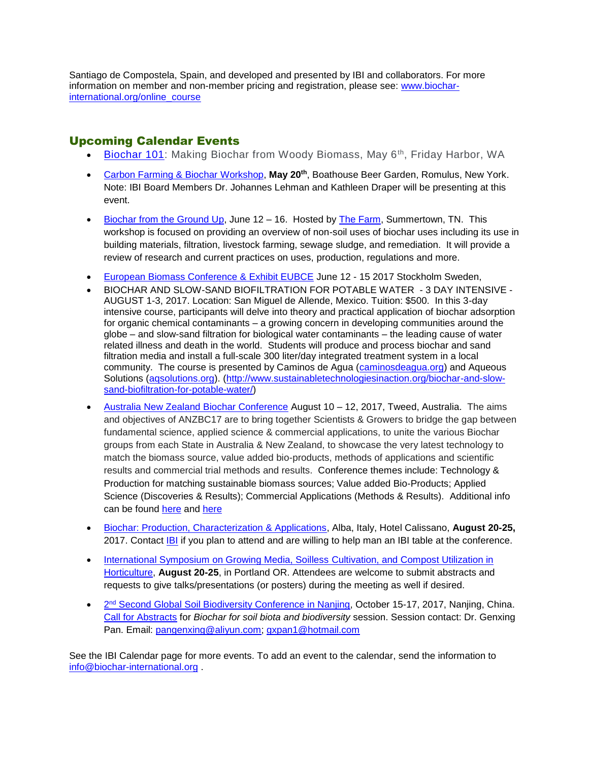Santiago de Compostela, Spain, and developed and presented by IBI and collaborators. For more information on member and non-member pricing and registration, please see: www.biochar-international.org/online_course

## Upcoming Calendar Events

- Biochar 101: Making Biochar from Woody Biomass, May 6th, Friday Harbor, WA
- Carbon Farming & Biochar Workshop, **May 20th**, Boathouse Beer Garden, Romulus, New York. Note: IBI Board Members Dr. Johannes Lehman and Kathleen Draper will be presenting at this event.
- Biochar from the Ground Up, June 12 – 16. Hosted by The Farm, Summertown, TN. This workshop is focused on providing an overview of non-soil uses of biochar uses including its use in building materials, filtration, livestock farming, sewage sludge, and remediation. It will provide a review of research and current practices on uses, production, regulations and more.
- European Biomass Conference & Exhibit EUBCE June 12 - 15 2017 Stockholm Sweden,
- BIOCHAR AND SLOW-SAND BIOFILTRATION FOR POTABLE WATER - 3 DAY INTENSIVE - AUGUST 1-3, 2017. Location: San Miguel de Allende, Mexico. Tuition: $500. In this 3-day intensive course, participants will delve into theory and practical application of biochar adsorption for organic chemical contaminants – a growing concern in developing communities around the globe – and slow-sand filtration for biological water contaminants – the leading cause of water related illness and death in the world. Students will produce and process biochar and sand filtration media and install a full-scale 300 liter/day integrated treatment system in a local community. The course is presented by Caminos de Agua (caminosdeagua.org) and Aqueous Solutions (aqsolutions.org). (http://www.sustainabletechnologiesinaction.org/biochar-and-slow-sand-biofiltration-for-potable-water/)
- Australia New Zealand Biochar Conference August 10 – 12, 2017, Tweed, Australia. The aims and objectives of ANZBC17 are to bring together Scientists & Growers to bridge the gap between fundamental science, applied science & commercial applications, to unite the various Biochar groups from each State in Australia & New Zealand, to showcase the very latest technology to match the biomass source, value added bio-products, methods of applications and scientific results and commercial trial methods and results. Conference themes include: Technology & Production for matching sustainable biomass sources; Value added Bio-Products; Applied Science (Discoveries & Results); Commercial Applications (Methods & Results). Additional info can be found here and here
- Biochar: Production, Characterization & Applications, Alba, Italy, Hotel Calissano, **August 20-25,** 2017. Contact IBI if you plan to attend and are willing to help man an IBI table at the conference.
- International Symposium on Growing Media, Soilless Cultivation, and Compost Utilization in Horticulture, **August 20-25**, in Portland OR. Attendees are welcome to submit abstracts and requests to give talks/presentations (or posters) during the meeting as well if desired.
- 2nd Second Global Soil Biodiversity Conference in Nanjing, October 15-17, 2017, Nanjing, China. Call for Abstracts for *Biochar for soil biota and biodiversity* session. Session contact: Dr. Genxing Pan. Email: pangenxing@aliyun.com; gxpan1@hotmail.com

See the IBI Calendar page for more events. To add an event to the calendar, send the information to info@biochar-international.org .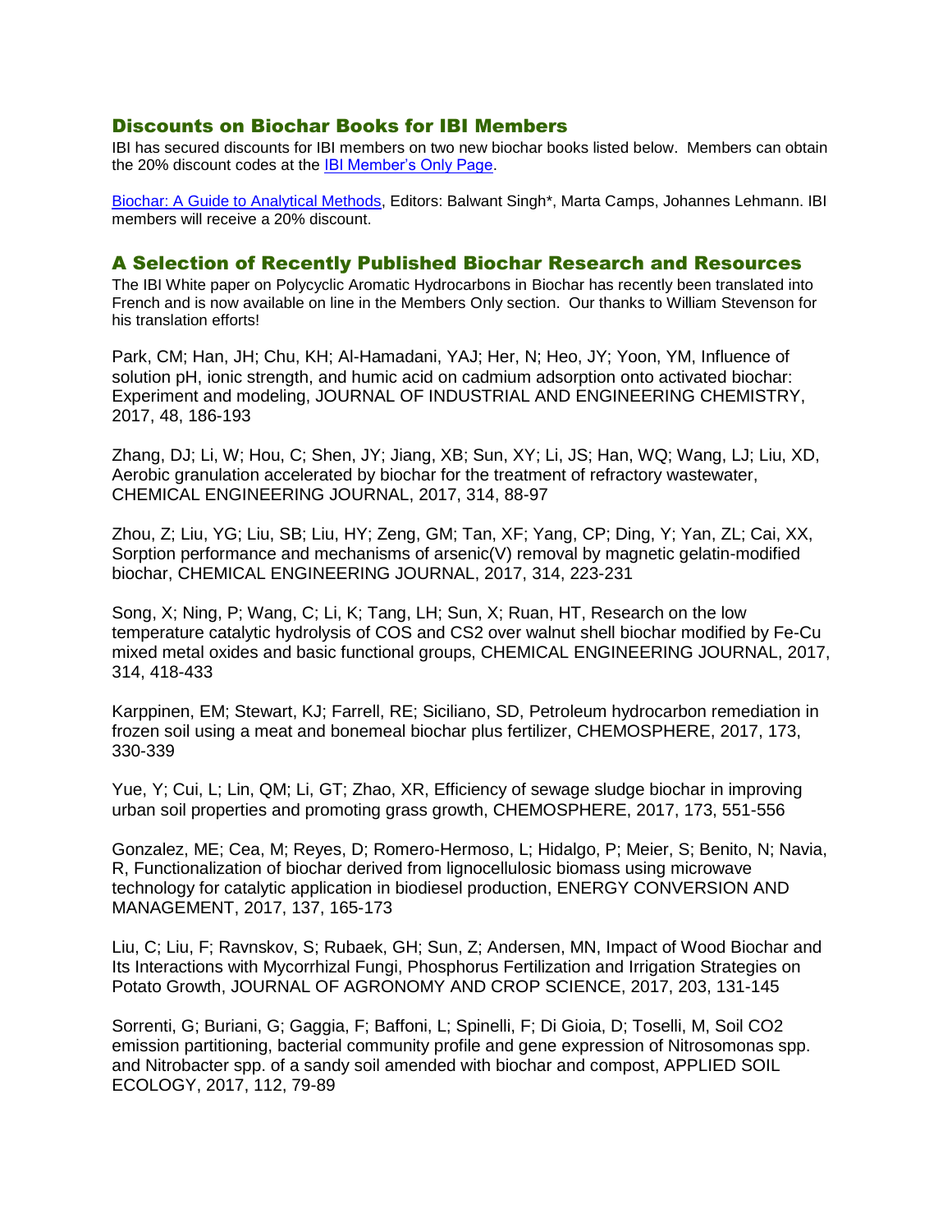## Discounts on Biochar Books for IBI Members

IBI has secured discounts for IBI members on two new biochar books listed below. Members can obtain the 20% discount codes at the IBI Member's Only Page.

Biochar: A Guide to Analytical Methods, Editors: Balwant Singh*, Marta Camps, Johannes Lehmann. IBI members will receive a 20% discount.

## A Selection of Recently Published Biochar Research and Resources

The IBI White paper on Polycyclic Aromatic Hydrocarbons in Biochar has recently been translated into French and is now available on line in the Members Only section. Our thanks to William Stevenson for his translation efforts!

Park, CM; Han, JH; Chu, KH; Al-Hamadani, YAJ; Her, N; Heo, JY; Yoon, YM, Influence of solution pH, ionic strength, and humic acid on cadmium adsorption onto activated biochar: Experiment and modeling, JOURNAL OF INDUSTRIAL AND ENGINEERING CHEMISTRY, 2017, 48, 186-193

Zhang, DJ; Li, W; Hou, C; Shen, JY; Jiang, XB; Sun, XY; Li, JS; Han, WQ; Wang, LJ; Liu, XD, Aerobic granulation accelerated by biochar for the treatment of refractory wastewater, CHEMICAL ENGINEERING JOURNAL, 2017, 314, 88-97

Zhou, Z; Liu, YG; Liu, SB; Liu, HY; Zeng, GM; Tan, XF; Yang, CP; Ding, Y; Yan, ZL; Cai, XX, Sorption performance and mechanisms of arsenic(V) removal by magnetic gelatin-modified biochar, CHEMICAL ENGINEERING JOURNAL, 2017, 314, 223-231

Song, X; Ning, P; Wang, C; Li, K; Tang, LH; Sun, X; Ruan, HT, Research on the low temperature catalytic hydrolysis of COS and $CS_2$ over walnut shell biochar modified by Fe-Cu mixed metal oxides and basic functional groups, CHEMICAL ENGINEERING JOURNAL, 2017, 314, 418-433

Karppinen, EM; Stewart, KJ; Farrell, RE; Siciliano, SD, Petroleum hydrocarbon remediation in frozen soil using a meat and bonemeal biochar plus fertilizer, CHEMOSPHERE, 2017, 173, 330-339

Yue, Y; Cui, L; Lin, QM; Li, GT; Zhao, XR, Efficiency of sewage sludge biochar in improving urban soil properties and promoting grass growth, CHEMOSPHERE, 2017, 173, 551-556

Gonzalez, ME; Cea, M; Reyes, D; Romero-Hermoso, L; Hidalgo, P; Meier, S; Benito, N; Navia, R, Functionalization of biochar derived from lignocellulosic biomass using microwave technology for catalytic application in biodiesel production, ENERGY CONVERSION AND MANAGEMENT, 2017, 137, 165-173

Liu, C; Liu, F; Ravnskov, S; Rubaek, GH; Sun, Z; Andersen, MN, Impact of Wood Biochar and Its Interactions with Mycorrhizal Fungi, Phosphorus Fertilization and Irrigation Strategies on Potato Growth, JOURNAL OF AGRONOMY AND CROP SCIENCE, 2017, 203, 131-145

Sorrenti, G; Buriani, G; Gaggia, F; Baffoni, L; Spinelli, F; Di Gioia, D; Toselli, M, Soil $CO_2$ emission partitioning, bacterial community profile and gene expression of Nitrosomonas spp. and Nitrobacter spp. of a sandy soil amended with biochar and compost, APPLIED SOIL ECOLOGY, 2017, 112, 79-89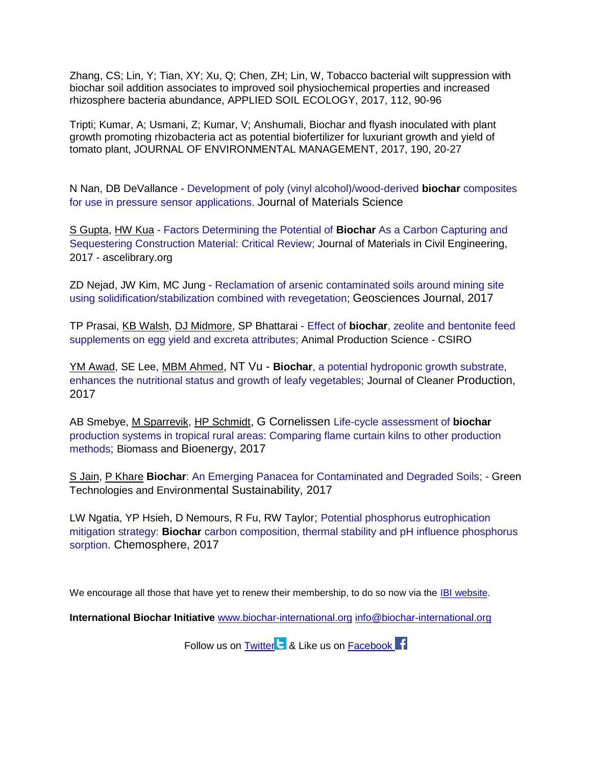Zhang, CS; Lin, Y; Tian, XY; Xu, Q; Chen, ZH; Lin, W, Tobacco bacterial wilt suppression with biochar soil addition associates to improved soil physiochemical properties and increased rhizosphere bacteria abundance, APPLIED SOIL ECOLOGY, 2017, 112, 90-96

Tripti; Kumar, A; Usmani, Z; Kumar, V; Anshumali, Biochar and flyash inoculated with plant growth promoting rhizobacteria act as potential biofertilizer for luxuriant growth and yield of tomato plant, JOURNAL OF ENVIRONMENTAL MANAGEMENT, 2017, 190, 20-27

N Nan, DB DeVallance - Development of poly (vinyl alcohol)/wood-derived **biochar** composites for use in pressure sensor applications. Journal of Materials Science

S Gupta, HW Kua - Factors Determining the Potential of **Biochar** As a Carbon Capturing and Sequestering Construction Material: Critical Review; Journal of Materials in Civil Engineering, 2017 - ascelibrary.org

ZD Nejad, JW Kim, MC Jung - Reclamation of arsenic contaminated soils around mining site using solidification/stabilization combined with revegetation; Geosciences Journal, 2017

TP Prasai, KB Walsh, DJ Midmore, SP Bhattarai - Effect of **biochar**, zeolite and bentonite feed supplements on egg yield and excreta attributes; Animal Production Science - CSIRO

YM Awad, SE Lee, MBM Ahmed, NT Vu - **Biochar**, a potential hydroponic growth substrate, enhances the nutritional status and growth of leafy vegetables; Journal of Cleaner Production, 2017

AB Smebye, M Sparrevik, HP Schmidt, G Cornelissen Life-cycle assessment of **biochar** production systems in tropical rural areas: Comparing flame curtain kilns to other production methods; Biomass and Bioenergy, 2017

S Jain, P Khare **Biochar**: An Emerging Panacea for Contaminated and Degraded Soils; - Green Technologies and Environmental Sustainability, 2017

LW Ngatia, YP Hsieh, D Nemours, R Fu, RW Taylor; Potential phosphorus eutrophication mitigation strategy: **Biochar** carbon composition, thermal stability and pH influence phosphorus sorption. Chemosphere, 2017

We encourage all those that have yet to renew their membership, to do so now via the IBI website.

**International Biochar Initiative** www.biochar-international.org info@biochar-international.org

Follow us on Twitter & Like us on Facebook